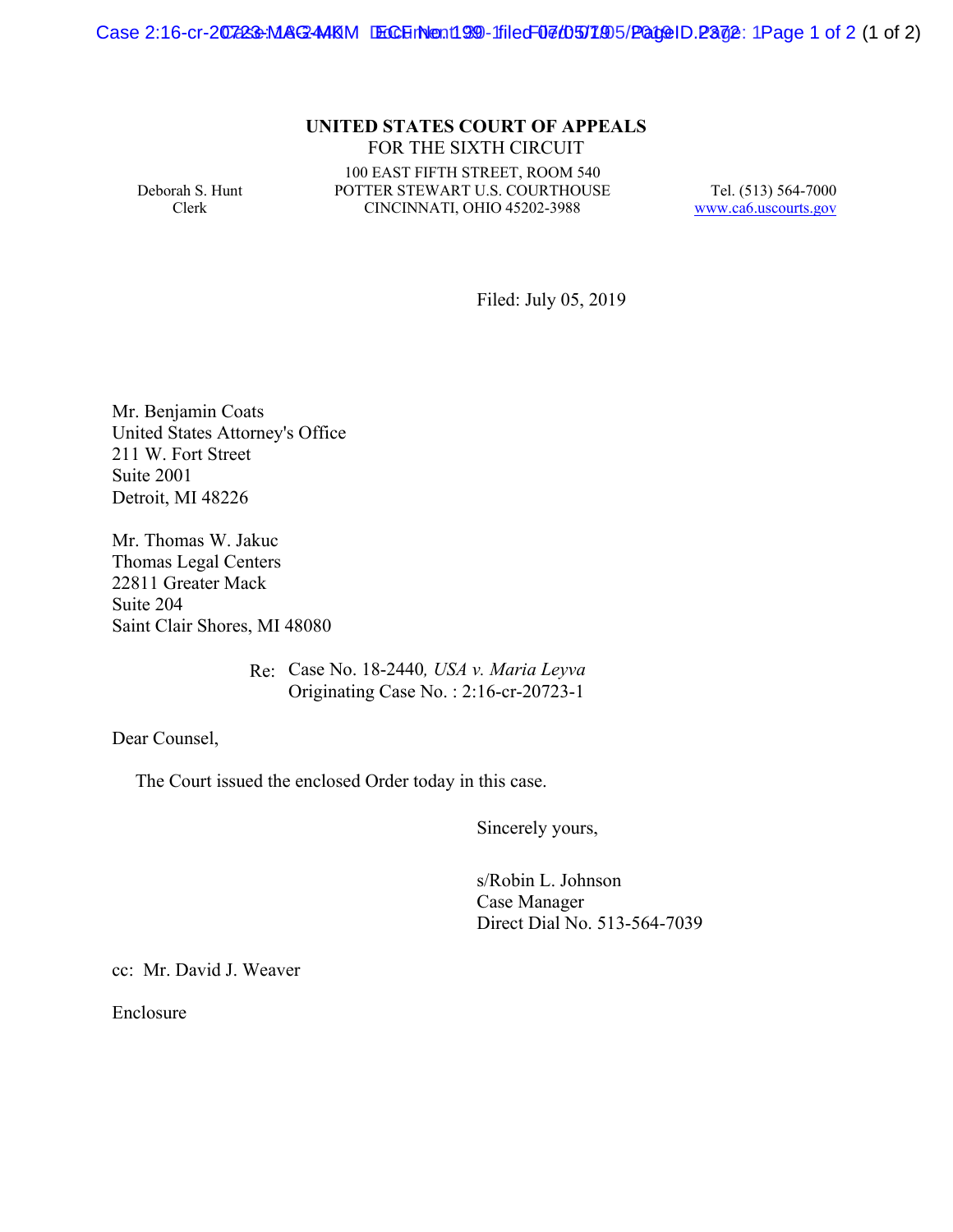**UNITED STATES COURT OF APPEALS**
FOR THE SIXTH CIRCUIT

Deborah S. Hunt
Clerk

100 EAST FIFTH STREET, ROOM 540
POTTER STEWART U.S. COURTHOUSE
CINCINNATI, OHIO 45202-3988

Tel. (513) 564-7000
www.ca6.uscourts.gov

Filed: July 05, 2019

Mr. Benjamin Coats
United States Attorney's Office
211 W. Fort Street
Suite 2001
Detroit, MI 48226

Mr. Thomas W. Jakuc
Thomas Legal Centers
22811 Greater Mack
Suite 204
Saint Clair Shores, MI 48080

Re: Case No. 18-2440*, USA v. Maria Leyva*
Originating Case No. : 2:16-cr-20723-1

Dear Counsel,

The Court issued the enclosed Order today in this case.

Sincerely yours,

s/Robin L. Johnson
Case Manager
Direct Dial No. 513-564-7039

cc: Mr. David J. Weaver

Enclosure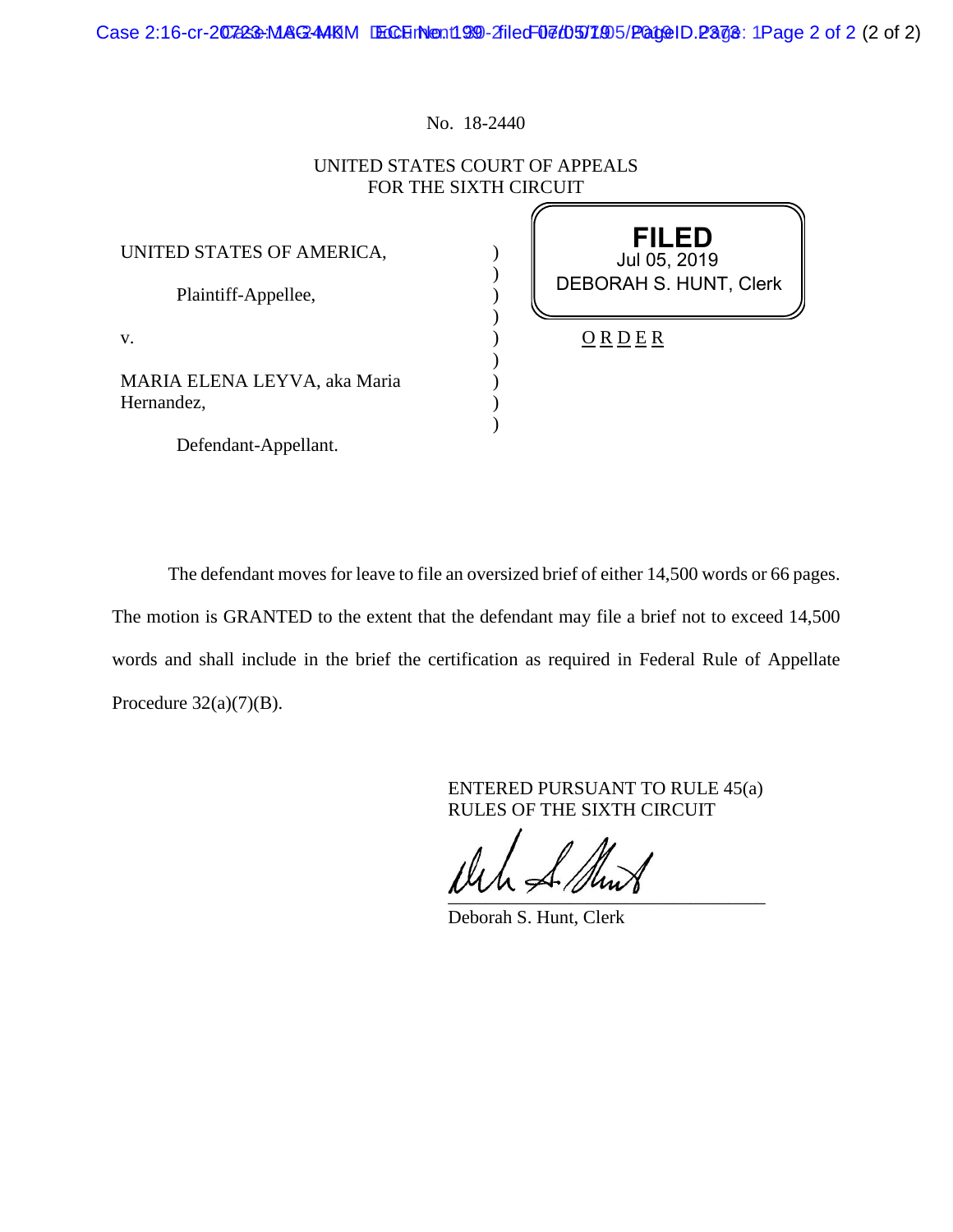No. 18-2440

UNITED STATES COURT OF APPEALS
FOR THE SIXTH CIRCUIT

**FILED**
Jul 05, 2019
DEBORAH S. HUNT, Clerk

UNITED STATES OF AMERICA,

Plaintiff-Appellee,

v.

MARIA ELENA LEYVA, aka Maria Hernandez,

Defendant-Appellant.

O R D E R

The defendant moves for leave to file an oversized brief of either 14,500 words or 66 pages. The motion is GRANTED to the extent that the defendant may file a brief not to exceed 14,500 words and shall include in the brief the certification as required in Federal Rule of Appellate Procedure 32(a)(7)(B).

ENTERED PURSUANT TO RULE 45(a)
RULES OF THE SIXTH CIRCUIT

Deborah S. Hunt, Clerk